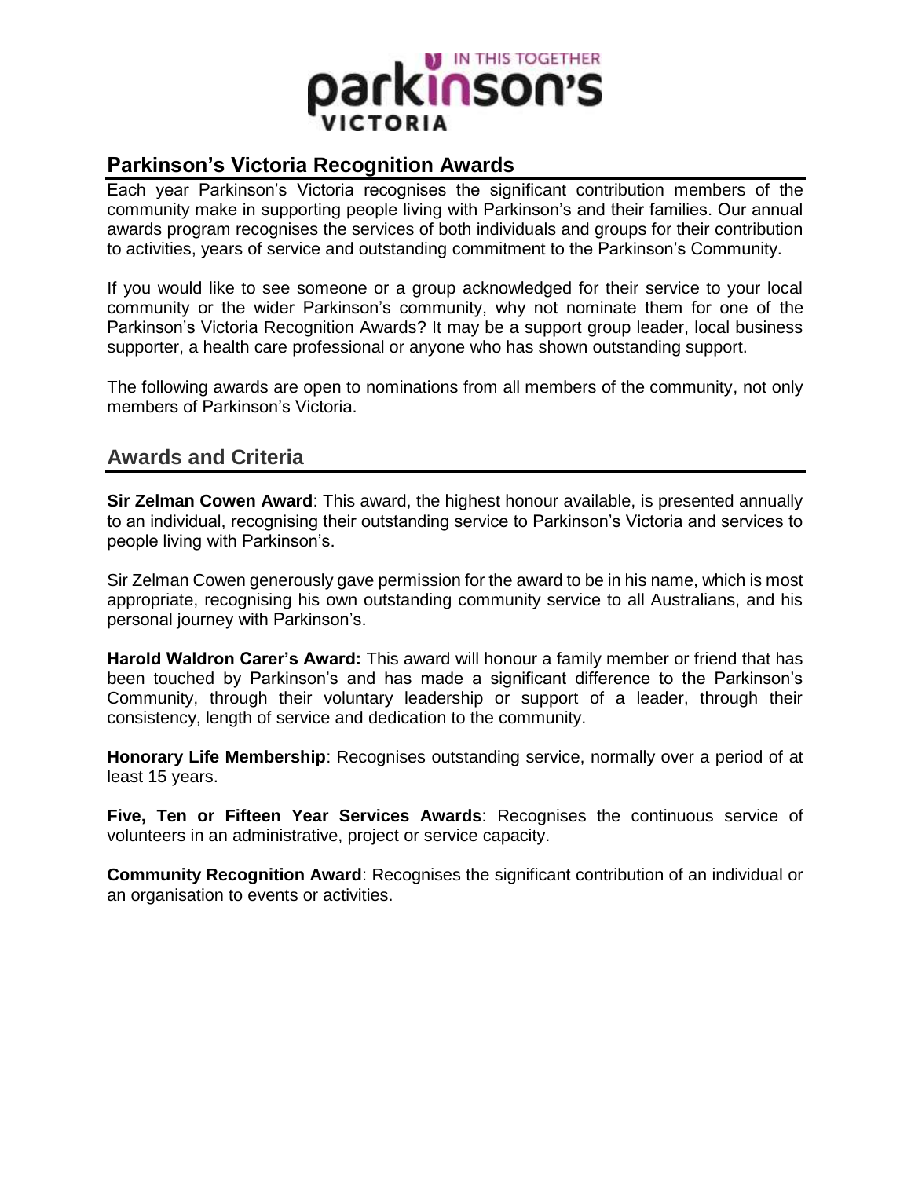## Parkinson's Victoria Recognition Awards

Each year Parkinson's Victoria recognises the significant contribution members of the community make in supporting people living with Parkinson's and their families. Our annual awards program recognises the services of both individuals and groups for their contribution to activities, years of service and outstanding commitment to the Parkinson's Community.

If you would like to see someone or a group acknowledged for their service to your local community or the wider Parkinson's community, why not nominate them for one of the Parkinson's Victoria Recognition Awards? It may be a support group leader, local business supporter, a health care professional or anyone who has shown outstanding support.

The following awards are open to nominations from all members of the community, not only members of Parkinson's Victoria.

## Awards and Criteria

**Sir Zelman Cowen Award**: This award, the highest honour available, is presented annually to an individual, recognising their outstanding service to Parkinson's Victoria and services to people living with Parkinson's.

Sir Zelman Cowen generously gave permission for the award to be in his name, which is most appropriate, recognising his own outstanding community service to all Australians, and his personal journey with Parkinson's.

**Harold Waldron Carer's Award:** This award will honour a family member or friend that has been touched by Parkinson's and has made a significant difference to the Parkinson's Community, through their voluntary leadership or support of a leader, through their consistency, length of service and dedication to the community.

**Honorary Life Membership**: Recognises outstanding service, normally over a period of at least 15 years.

**Five, Ten or Fifteen Year Services Awards**: Recognises the continuous service of volunteers in an administrative, project or service capacity.

**Community Recognition Award**: Recognises the significant contribution of an individual or an organisation to events or activities.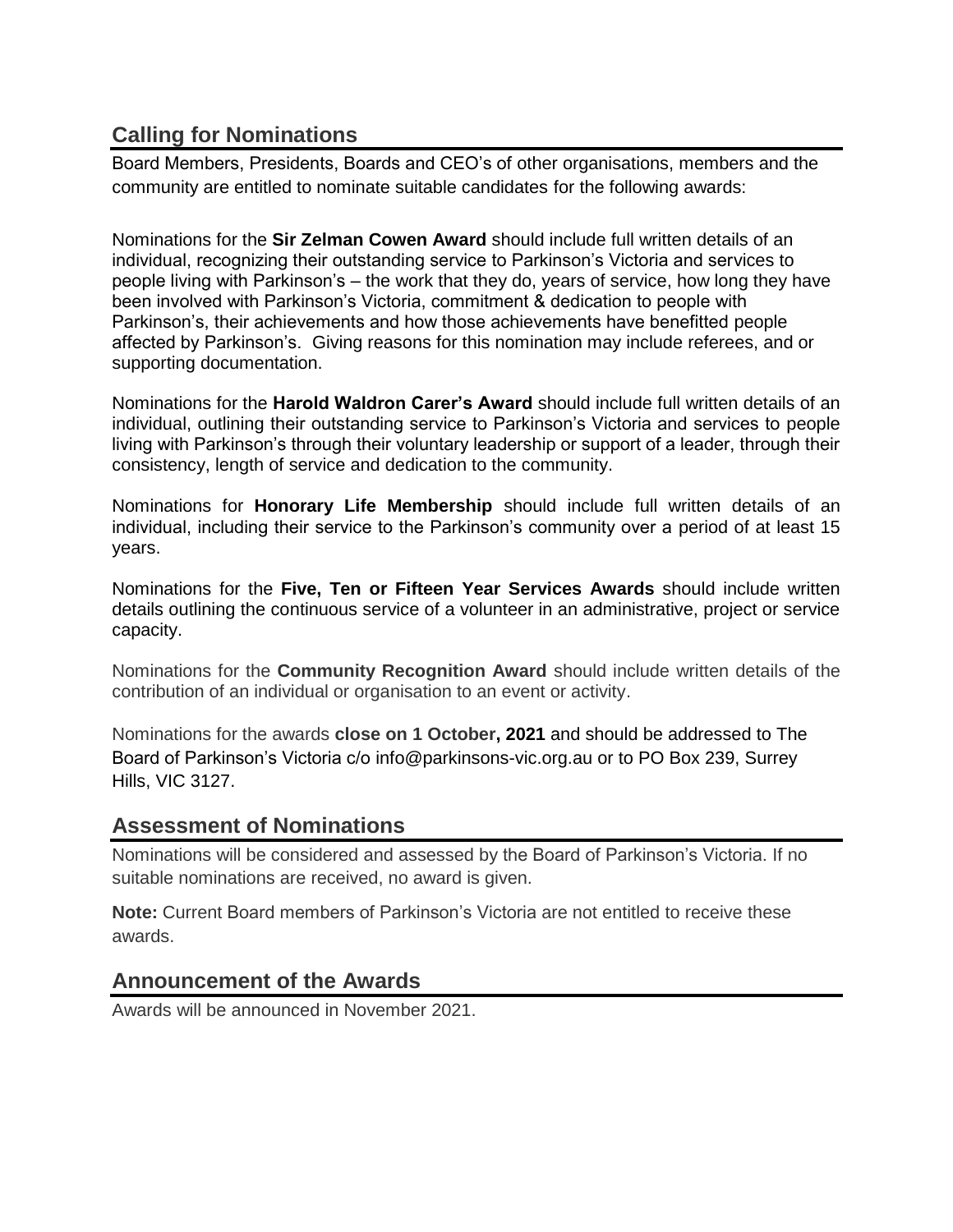## Calling for Nominations

Board Members, Presidents, Boards and CEO's of other organisations, members and the community are entitled to nominate suitable candidates for the following awards:

Nominations for the **Sir Zelman Cowen Award** should include full written details of an individual, recognizing their outstanding service to Parkinson's Victoria and services to people living with Parkinson's – the work that they do, years of service, how long they have been involved with Parkinson's Victoria, commitment & dedication to people with Parkinson's, their achievements and how those achievements have benefitted people affected by Parkinson's. Giving reasons for this nomination may include referees, and or supporting documentation.

Nominations for the **Harold Waldron Carer's Award** should include full written details of an individual, outlining their outstanding service to Parkinson's Victoria and services to people living with Parkinson's through their voluntary leadership or support of a leader, through their consistency, length of service and dedication to the community.

Nominations for **Honorary Life Membership** should include full written details of an individual, including their service to the Parkinson's community over a period of at least 15 years.

Nominations for the **Five, Ten or Fifteen Year Services Awards** should include written details outlining the continuous service of a volunteer in an administrative, project or service capacity.

Nominations for the **Community Recognition Award** should include written details of the contribution of an individual or organisation to an event or activity.

Nominations for the awards **close on 1 October, 2021** and should be addressed to The Board of Parkinson's Victoria c/o info@parkinsons-vic.org.au or to PO Box 239, Surrey Hills, VIC 3127.

## Assessment of Nominations

Nominations will be considered and assessed by the Board of Parkinson's Victoria. If no suitable nominations are received, no award is given.

**Note:** Current Board members of Parkinson's Victoria are not entitled to receive these awards.

## Announcement of the Awards

Awards will be announced in November 2021.